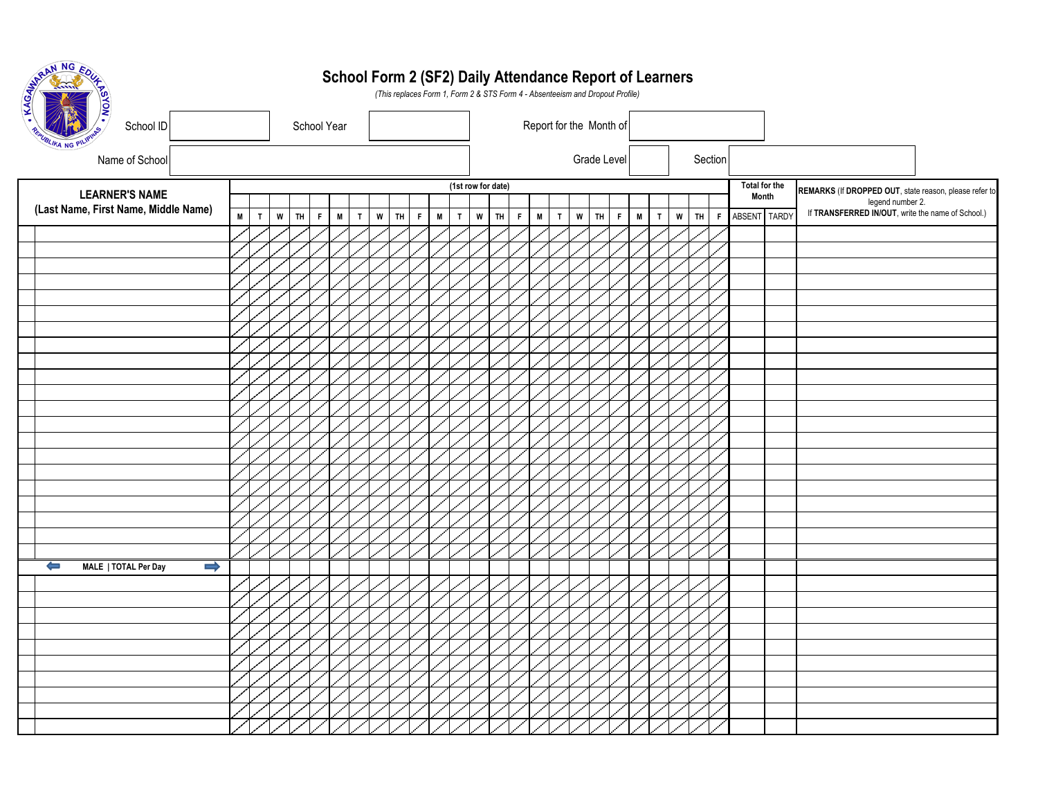# School Form 2 (SF2) Daily Attendance Report of Learners

*(This replaces Form 1, Form 2 & STS Form 4 - Absenteeism and Dropout Profile)*

| School ID | | School Year | | Report for the Month of | |
|---|---|---|---|---|---|
| Name of School | | Grade Level | | Section | |

| | LEARNER'S NAME (Last Name, First Name, Middle Name) | (1st row for date) | | | | | | | | | | | | | | | | | | | | | | | | | Total for the Month | | REMARKS (If **DROPPED OUT**, state reason, please refer to legend number 2. If **TRANSFERRED IN/OUT**, write the name of School.) |
|---|---|---|---|---|---|---|---|---|---|---|---|---|---|---|---|---|---|---|---|---|---|---|---|---|---|---|---|---|---|
| | | M | T | W | TH | F | M | T | W | TH | F | M | T | W | TH | F | M | T | W | TH | F | M | T | W | TH | F | ABSENT | TARDY | |
| | | | | | | | | | | | | | | | | | | | | | | | | | | | | | |
| | | | | | | | | | | | | | | | | | | | | | | | | | | | | | |
| | | | | | | | | | | | | | | | | | | | | | | | | | | | | | |
| | | | | | | | | | | | | | | | | | | | | | | | | | | | | | |
| | | | | | | | | | | | | | | | | | | | | | | | | | | | | | |
| | | | | | | | | | | | | | | | | | | | | | | | | | | | | | |
| | | | | | | | | | | | | | | | | | | | | | | | | | | | | | |
| | | | | | | | | | | | | | | | | | | | | | | | | | | | | | |
| | | | | | | | | | | | | | | | | | | | | | | | | | | | | | |
| | | | | | | | | | | | | | | | | | | | | | | | | | | | | | |
| | | | | | | | | | | | | | | | | | | | | | | | | | | | | | |
| | | | | | | | | | | | | | | | | | | | | | | | | | | | | | |
| | | | | | | | | | | | | | | | | | | | | | | | | | | | | | |
| | | | | | | | | | | | | | | | | | | | | | | | | | | | | | |
| | | | | | | | | | | | | | | | | | | | | | | | | | | | | | |
| | | | | | | | | | | | | | | | | | | | | | | | | | | | | | |
| | | | | | | | | | | | | | | | | | | | | | | | | | | | | | |
| | | | | | | | | | | | | | | | | | | | | | | | | | | | | | |
| | | | | | | | | | | | | | | | | | | | | | | | | | | | | | |
| | | | | | | | | | | | | | | | | | | | | | | | | | | | | | |
| | | | | | | | | | | | | | | | | | | | | | | | | | | | | | |
| ⬅ MALE \| TOTAL Per Day ➡ | | | | | | | | | | | | | | | | | | | | | | | | | | | | | |
| | | | | | | | | | | | | | | | | | | | | | | | | | | | | | |
| | | | | | | | | | | | | | | | | | | | | | | | | | | | | | |
| | | | | | | | | | | | | | | | | | | | | | | | | | | | | | |
| | | | | | | | | | | | | | | | | | | | | | | | | | | | | | |
| | | | | | | | | | | | | | | | | | | | | | | | | | | | | | |
| | | | | | | | | | | | | | | | | | | | | | | | | | | | | | |
| | | | | | | | | | | | | | | | | | | | | | | | | | | | | | |
| | | | | | | | | | | | | | | | | | | | | | | | | | | | | | |
| | | | | | | | | | | | | | | | | | | | | | | | | | | | | | |
| | | | | | | | | | | | | | | | | | | | | | | | | | | | | | |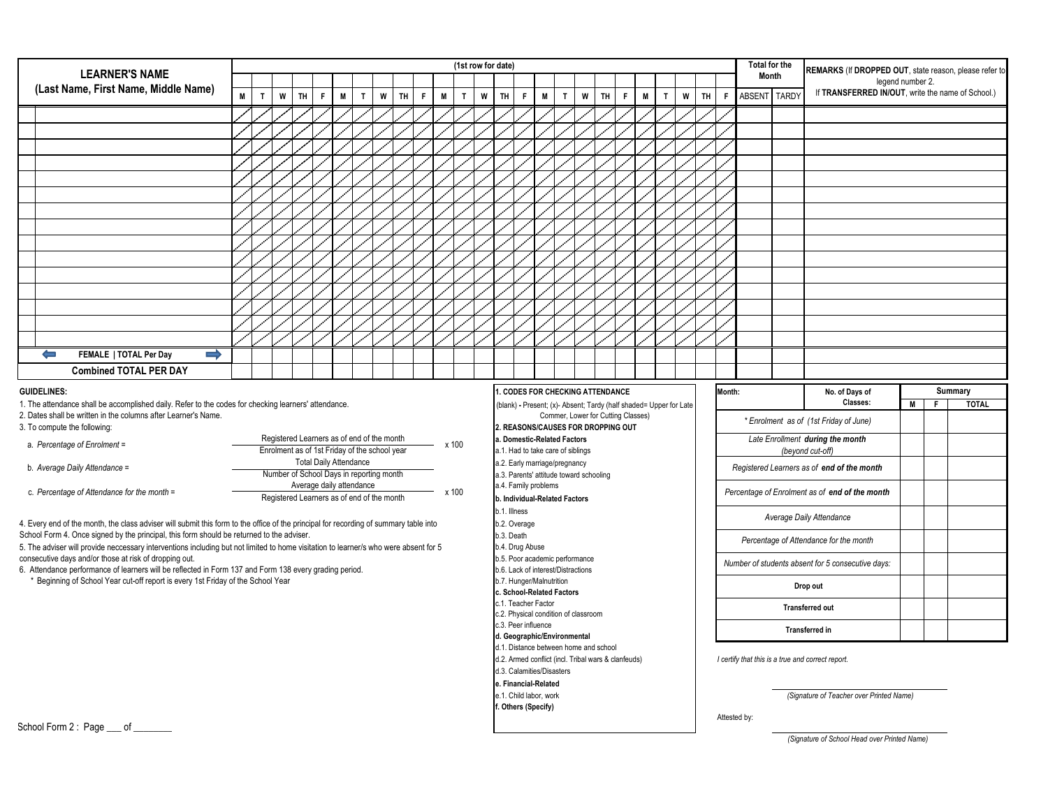| LEARNER'S NAME (Last Name, First Name, Middle Name) | (1st row for date) | | | | | | | | | | | | | | | | | | | | | | | | | Total for the Month | | REMARKS (If **DROPPED OUT**, state reason, please refer to legend number 2. If **TRANSFERRED IN/OUT**, write the name of School.) |
|---|---|---|---|---|---|---|---|---|---|---|---|---|---|---|---|---|---|---|---|---|---|---|---|---|---|---|---|---|
| | M | T | W | TH | F | M | T | W | TH | F | M | T | W | TH | F | M | T | W | TH | F | M | T | W | TH | F | ABSENT | TARDY | |
| | | | | | | | | | | | | | | | | | | | | | | | | | | | | |
| | | | | | | | | | | | | | | | | | | | | | | | | | | | | |
| | | | | | | | | | | | | | | | | | | | | | | | | | | | | |
| | | | | | | | | | | | | | | | | | | | | | | | | | | | | |
| | | | | | | | | | | | | | | | | | | | | | | | | | | | | |
| | | | | | | | | | | | | | | | | | | | | | | | | | | | | |
| | | | | | | | | | | | | | | | | | | | | | | | | | | | | |
| | | | | | | | | | | | | | | | | | | | | | | | | | | | | |
| | | | | | | | | | | | | | | | | | | | | | | | | | | | | |
| | | | | | | | | | | | | | | | | | | | | | | | | | | | | |
| | | | | | | | | | | | | | | | | | | | | | | | | | | | | |
| | | | | | | | | | | | | | | | | | | | | | | | | | | | | |
| | | | | | | | | | | | | | | | | | | | | | | | | | | | | |
| | | | | | | | | | | | | | | | | | | | | | | | | | | | | |
| | | | | | | | | | | | | | | | | | | | | | | | | | | | | |
| ⇦ FEMALE \| TOTAL Per Day ⇨ | | | | | | | | | | | | | | | | | | | | | | | | | | | | |
| Combined TOTAL PER DAY | | | | | | | | | | | | | | | | | | | | | | | | | | | | |

**GUIDELINES:**

1. The attendance shall be accomplished daily. Refer to the codes for checking learners' attendance.
2. Dates shall be written in the columns after Learner's Name.
3. To compute the following:

a. *Percentage of Enrolment* = $\frac{\text{Registered Learners as of end of the month}}{\text{Enrolment as of 1st Friday of the school year}} \times 100$

b. *Average Daily Attendance* = $\frac{\text{Total Daily Attendance}}{\text{Number of School Days in reporting month}}$

c. *Percentage of Attendance for the month* = $\frac{\text{Average daily attendance}}{\text{Registered Learners as of end of the month}} \times 100$

4. Every end of the month, the class adviser will submit this form to the office of the principal for recording of summary table into School Form 4. Once signed by the principal, this form should be returned to the adviser.
5. The adviser will provide neccessary interventions including but not limited to home visitation to learner/s who were absent for 5 consecutive days and/or those at risk of dropping out.
6. Attendance performance of learners will be reflected in Form 137 and Form 138 every grading period.

\* Beginning of School Year cut-off report is every 1st Friday of the School Year

**1. CODES FOR CHECKING ATTENDANCE**

(blank) - Present; (x)- Absent; Tardy (half shaded= Upper for Late Commer, Lower for Cutting Classes)

**2. REASONS/CAUSES FOR DROPPING OUT**

**a. Domestic-Related Factors**
a.1. Had to take care of siblings
a.2. Early marriage/pregnancy
a.3. Parents' attitude toward schooling
a.4. Family problems

**b. Individual-Related Factors**
b.1. Illness
b.2. Overage
b.3. Death
b.4. Drug Abuse
b.5. Poor academic performance
b.6. Lack of interest/Distractions
b.7. Hunger/Malnutrition

**c. School-Related Factors**
c.1. Teacher Factor
c.2. Physical condition of classroom
c.3. Peer influence

**d. Geographic/Environmental**
d.1. Distance between home and school
d.2. Armed conflict (incl. Tribal wars & clanfeuds)
d.3. Calamities/Disasters

**e. Financial-Related**
e.1. Child labor, work

**f. Others (Specify)**

| Month: | No. of Days of Classes: | Summary | | |
|---|---|---|---|---|
| | | M | F | TOTAL |
| *\* Enrolment as of (1st Friday of June)* | | | | |
| *Late Enrollment **during the month** (beyond cut-off)* | | | | |
| *Registered Learners as of **end of the month*** | | | | |
| *Percentage of Enrolment as of **end of the month*** | | | | |
| *Average Daily Attendance* | | | | |
| *Percentage of Attendance for the month* | | | | |
| *Number of students absent for 5 consecutive days:* | | | | |
| **Drop out** | | | | |
| **Transferred out** | | | | |
| **Transferred in** | | | | |

*I certify that this is a true and correct report.*

_______________________________
*(Signature of Teacher over Printed Name)*

Attested by:

_______________________________
*(Signature of School Head over Printed Name)*

School Form 2 : Page ___ of ________